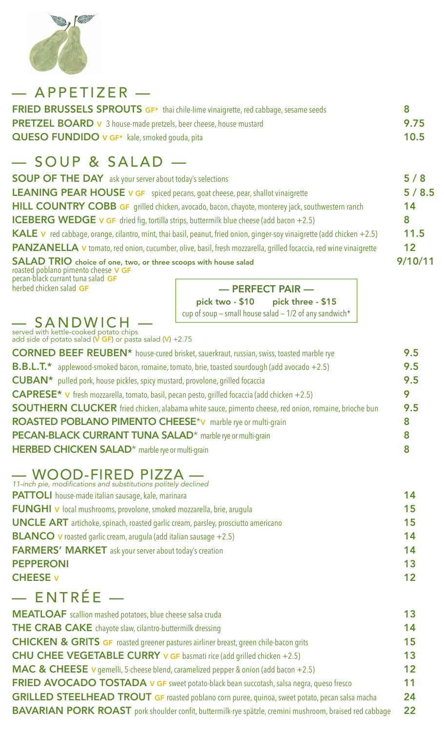## — APPETIZER —

**FRIED BRUSSELS SPROUTS** GF* thai chile-lime vinaigrette, red cabbage, sesame seeds — 8

**PRETZEL BOARD** V 3 house-made pretzels, beer cheese, house mustard — 9.75

**QUESO FUNDIDO** V GF* kale, smoked gouda, pita — 10.5

## — SOUP & SALAD —

**SOUP OF THE DAY** ask your server about today's selections — 5 / 8

**LEANING PEAR HOUSE** V GF spiced pecans, goat cheese, pear, shallot vinaigrette — 5 / 8.5

**HILL COUNTRY COBB** GF grilled chicken, avocado, bacon, chayote, monterey jack, southwestern ranch — 14

**ICEBERG WEDGE** V GF dried fig, tortilla strips, buttermilk blue cheese (add bacon +2.5) — 8

**KALE** V red cabbage, orange, cilantro, mint, thai basil, peanut, fried onion, ginger-soy vinaigrette (add chicken +2.5) — 11.5

**PANZANELLA** V tomato, red onion, cucumber, olive, basil, fresh mozzarella, grilled focaccia, red wine vinaigrette — 12

**SALAD TRIO** choice of one, two, or three scoops with house salad — 9/10/11
- roasted poblano pimento cheese V GF
- pecan-black currant tuna salad GF
- herbed chicken salad GF

**— PERFECT PAIR —**
pick two - $10 pick three - $15
cup of soup – small house salad – 1/2 of any sandwich*

## — SANDWICH —

served with kettle-cooked potato chips
add side of potato salad (V GF) or pasta salad (V) +2.75

**CORNED BEEF REUBEN*** house-cured brisket, sauerkraut, russian, swiss, toasted marble rye — 9.5

**B.B.L.T.*** applewood-smoked bacon, romaine, tomato, brie, toasted sourdough (add avocado +2.5) — 9.5

**CUBAN*** pulled pork, house pickles, spicy mustard, provolone, grilled focaccia — 9.5

**CAPRESE*** V fresh mozzarella, tomato, basil, pecan pesto, grilled focaccia (add chicken +2.5) — 9

**SOUTHERN CLUCKER** fried chicken, alabama white sauce, pimento cheese, red onion, romaine, brioche bun — 9.5

**ROASTED POBLANO PIMENTO CHEESE*** V marble rye or multi-grain — 8

**PECAN-BLACK CURRANT TUNA SALAD*** marble rye or multi-grain — 8

**HERBED CHICKEN SALAD*** marble rye or multi-grain — 8

## — WOOD-FIRED PIZZA —

*11-inch pie, modifications and substitutions politely declined*

**PATTOLI** house-made italian sausage, kale, marinara — 14

**FUNGHI** V local mushrooms, provolone, smoked mozzarella, brie, arugula — 15

**UNCLE ART** artichoke, spinach, roasted garlic cream, parsley, prosciutto americano — 15

**BLANCO** V roasted garlic cream, arugula (add italian sausage +2.5) — 14

**FARMERS' MARKET** ask your server about today's creation — 14

**PEPPERONI** — 13

**CHEESE** V — 12

## — ENTRÉE —

**MEATLOAF** scallion mashed potatoes, blue cheese salsa cruda — 13

**THE CRAB CAKE** chayote slaw, cilantro-buttermilk dressing — 14

**CHICKEN & GRITS** GF roasted greener pastures airliner breast, green chile-bacon grits — 15

**CHU CHEE VEGETABLE CURRY** V GF basmati rice (add grilled chicken +2.5) — 13

**MAC & CHEESE** V gemelli, 5-cheese blend, caramelized pepper & onion (add bacon +2.5) — 12

**FRIED AVOCADO TOSTADA** V GF sweet potato-black bean succotash, salsa negra, queso fresco — 11

**GRILLED STEELHEAD TROUT** GF roasted poblano corn puree, quinoa, sweet potato, pecan salsa macha — 24

**BAVARIAN PORK ROAST** pork shoulder confit, buttermilk-rye spätzle, cremini mushroom, braised red cabbage — 22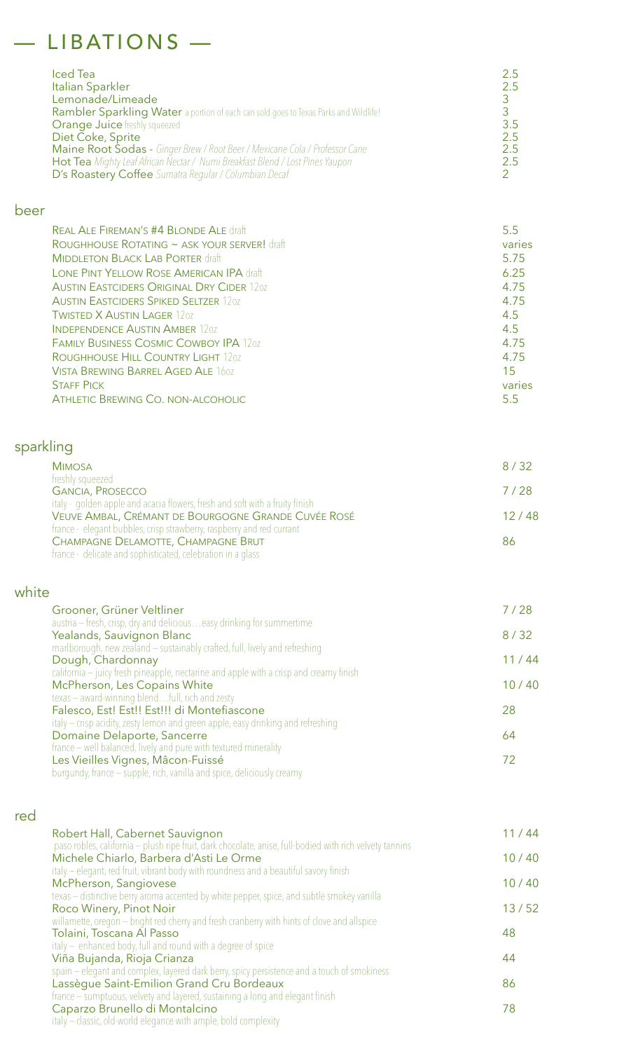# — LIBATIONS —

| | |
|---|---|
| Iced Tea | 2.5 |
| Italian Sparkler | 2.5 |
| Lemonade/Limeade | 3 |
| Rambler Sparkling Water *a portion of each can sold goes to Texas Parks and Wildlife!* | 3 |
| Orange Juice *freshly squeezed* | 3.5 |
| Diet Coke, Sprite | 2.5 |
| Maine Root Sodas - *Ginger Brew / Root Beer / Mexicane Cola / Professor Cane* | 2.5 |
| Hot Tea *Mighty Leaf African Nectar / Numi Breakfast Blend / Lost Pines Yaupon* | 2.5 |
| D's Roastery Coffee *Sumatra Regular / Columbian Decaf* | 2 |

## beer

| | |
|---|---|
| Real Ale Fireman's #4 Blonde Ale *draft* | 5.5 |
| Roughhouse Rotating ~ ask your server! *draft* | varies |
| Middleton Black Lab Porter *draft* | 5.75 |
| Lone Pint Yellow Rose American IPA *draft* | 6.25 |
| Austin Eastciders Original Dry Cider *12oz* | 4.75 |
| Austin Eastciders Spiked Seltzer *12oz* | 4.75 |
| Twisted X Austin Lager *12oz* | 4.5 |
| Independence Austin Amber *12oz* | 4.5 |
| Family Business Cosmic Cowboy IPA *12oz* | 4.75 |
| Roughhouse Hill Country Light *12oz* | 4.75 |
| Vista Brewing Barrel Aged Ale *16oz* | 15 |
| Staff Pick | varies |
| Athletic Brewing Co. non-alcoholic | 5.5 |

## sparkling

| | |
|---|---|
| Mimosa<br>*freshly squeezed* | 8 / 32 |
| Gancia, Prosecco<br>*italy - golden apple and acacia flowers, fresh and soft with a fruity finish* | 7 / 28 |
| Veuve Ambal, Crémant de Bourgogne Grande Cuvée Rosé<br>*france - elegant bubbles, crisp strawberry, raspberry and red currant* | 12 / 48 |
| Champagne Delamotte, Champagne Brut<br>*france - delicate and sophisticated, celebration in a glass* | 86 |

## white

| | |
|---|---|
| Grooner, Grüner Veltliner<br>*austria – fresh, crisp, dry and delicious… easy drinking for summertime* | 7 / 28 |
| Yealands, Sauvignon Blanc<br>*marlborough, new zealand – sustainably crafted, full, lively and refreshing* | 8 / 32 |
| Dough, Chardonnay<br>*california – juicy fresh pineapple, nectarine and apple with a crisp and creamy finish* | 11 / 44 |
| McPherson, Les Copains White<br>*texas – award-winning blend… full, rich and zesty* | 10 / 40 |
| Falesco, Est! Est!! Est!!! di Montefiascone<br>*italy – crisp acidity, zesty lemon and green apple, easy drinking and refreshing* | 28 |
| Domaine Delaporte, Sancerre<br>*france – well balanced, lively and pure with textured minerality* | 64 |
| Les Vieilles Vignes, Mâcon-Fuissé<br>*burgundy, france – supple, rich, vanilla and spice, deliciously creamy* | 72 |

## red

| | |
|---|---|
| Robert Hall, Cabernet Sauvignon<br>*paso robles, california – plush ripe fruit, dark chocolate, anise, full-bodied with rich velvety tannins* | 11 / 44 |
| Michele Chiarlo, Barbera d'Asti Le Orme<br>*italy – elegant, red fruit, vibrant body with roundness and a beautiful savory finish* | 10 / 40 |
| McPherson, Sangiovese<br>*texas – distinctive berry aroma accented by white pepper, spice, and subtle smokey vanilla* | 10 / 40 |
| Roco Winery, Pinot Noir<br>*willamette, oregon – bright red cherry and fresh cranberry with hints of clove and allspice* | 13 / 52 |
| Tolaini, Toscana Al Passo<br>*italy – enhanced body, full and round with a degree of spice* | 48 |
| Viña Bujanda, Rioja Crianza<br>*spain – elegant and complex, layered dark berry, spicy persistence and a touch of smokiness* | 44 |
| Lassègue Saint-Emilion Grand Cru Bordeaux<br>*france – sumptuous, velvety and layered, sustaining a long and elegant finish* | 86 |
| Caparzo Brunello di Montalcino<br>*italy – classic, old-world elegance with ample, bold complexity* | 78 |